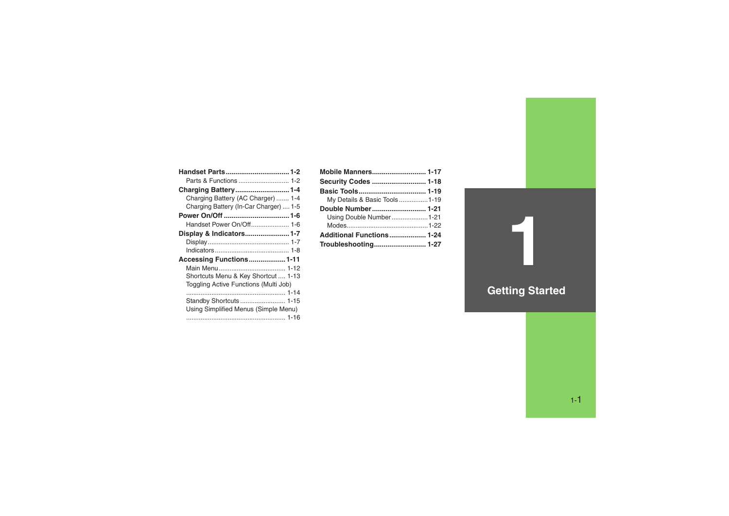# 1 Getting Started

**Handset Parts** ................................ **1-2**
- Parts & Functions ............................ 1-2

**Charging Battery** ............................ **1-4**
- Charging Battery (AC Charger) ....... 1-4
- Charging Battery (In-Car Charger) .... 1-5

**Power On/Off** .................................. **1-6**
- Handset Power On/Off..................... 1-6

**Display & Indicators** ....................... **1-7**
- Display ............................................. 1-7
- Indicators ......................................... 1-8

**Accessing Functions** ...................... **1-11**
- Main Menu ..................................... 1-12
- Shortcuts Menu & Key Shortcut .... 1-13
- Toggling Active Functions (Multi Job) ...................................................... 1-14
- Standby Shortcuts ......................... 1-15
- Using Simplified Menus (Simple Menu) ...................................................... 1-16

**Mobile Manners** ............................ **1-17**

**Security Codes** ............................ **1-18**

**Basic Tools** ................................... **1-19**
- My Details & Basic Tools ................1-19

**Double Number** ............................ **1-21**
- Using Double Number ....................1-21
- Modes.............................................1-22

**Additional Functions** ................... **1-24**

**Troubleshooting** ........................... **1-27**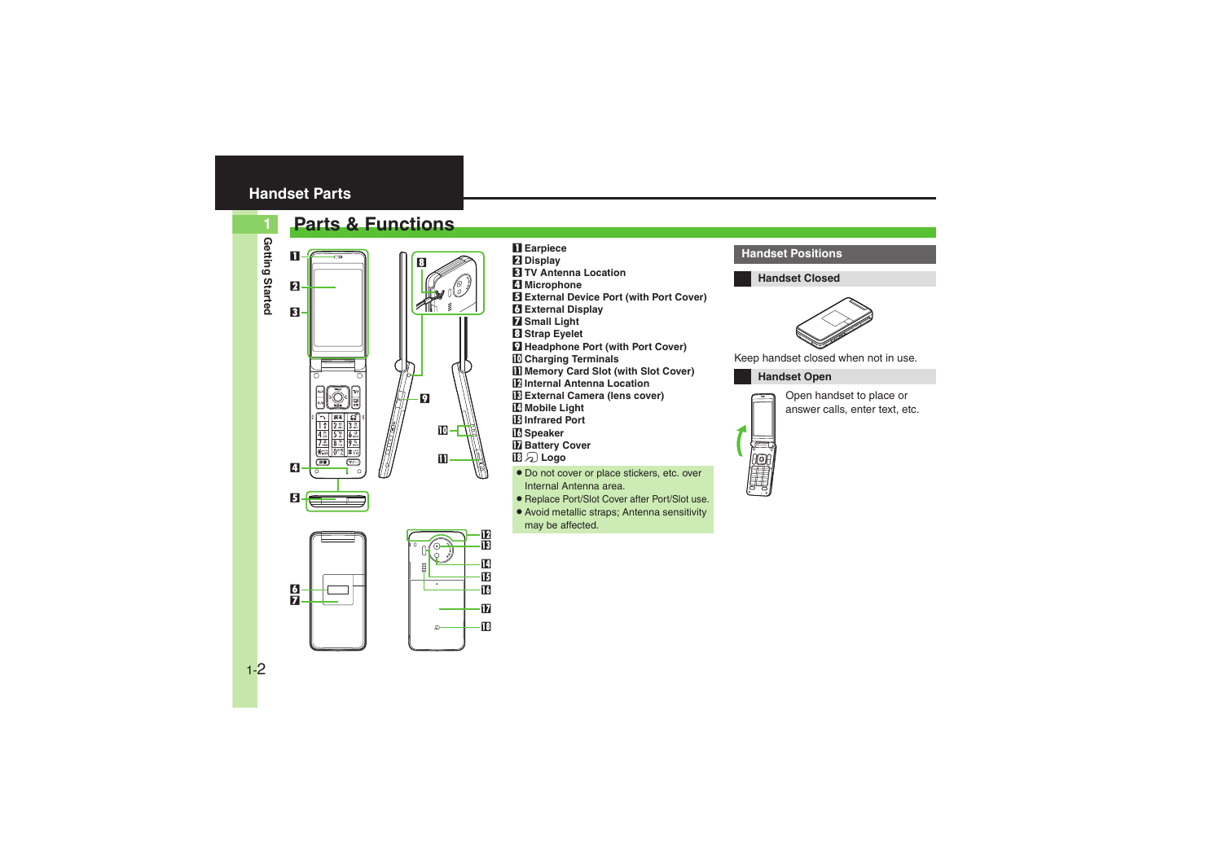# Handset Parts

## Parts & Functions

1. Earpiece
2. Display
3. TV Antenna Location
4. Microphone
5. External Device Port (with Port Cover)
6. External Display
7. Small Light
8. Strap Eyelet
9. Headphone Port (with Port Cover)
10. Charging Terminals
11. Memory Card Slot (with Slot Cover)
12. Internal Antenna Location
13. External Camera (lens cover)
14. Mobile Light
15. Infrared Port
16. Speaker
17. Battery Cover
18. Logo

- Do not cover or place stickers, etc. over Internal Antenna area.
- Replace Port/Slot Cover after Port/Slot use.
- Avoid metallic straps; Antenna sensitivity may be affected.

### Handset Positions

#### Handset Closed

Keep handset closed when not in use.

#### Handset Open

Open handset to place or answer calls, enter text, etc.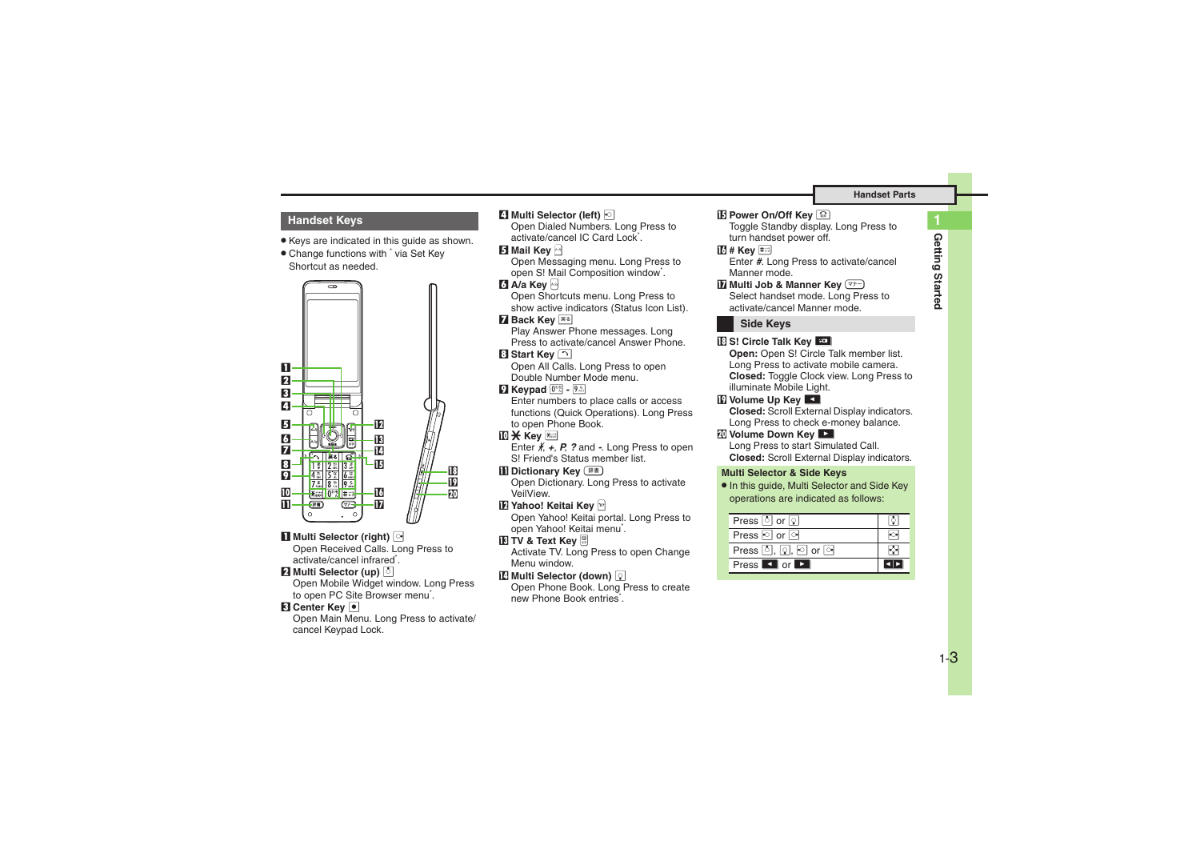## Handset Keys

- Keys are indicated in this guide as shown.
- Change functions with * via Set Key Shortcut as needed.

**1 Multi Selector (right)**
Open Received Calls. Long Press to activate/cancel infrared*.

**2 Multi Selector (up)**
Open Mobile Widget window. Long Press to open PC Site Browser menu*.

**3 Center Key**
Open Main Menu. Long Press to activate/cancel Keypad Lock.

**4 Multi Selector (left)**
Open Dialed Numbers. Long Press to activate/cancel IC Card Lock*.

**5 Mail Key**
Open Messaging menu. Long Press to open S! Mail Composition window*.

**6 A/a Key**
Open Shortcuts menu. Long Press to show active indicators (Status Icon List).

**7 Back Key**
Play Answer Phone messages. Long Press to activate/cancel Answer Phone.

**8 Start Key**
Open All Calls. Long Press to open Double Number Mode menu.

**9 Keypad**
Enter numbers to place calls or access functions (Quick Operations). Long Press to open Phone Book.

**10 * Key**
Enter *, +, P, ? and -. Long Press to open S! Friend's Status member list.

**11 Dictionary Key**
Open Dictionary. Long Press to activate VeilView.

**12 Yahoo! Keitai Key**
Open Yahoo! Keitai portal. Long Press to open Yahoo! Keitai menu*.

**13 TV & Text Key**
Activate TV. Long Press to open Change Menu window.

**14 Multi Selector (down)**
Open Phone Book. Long Press to create new Phone Book entries*.

**15 Power On/Off Key**
Toggle Standby display. Long Press to turn handset power off.

**16 # Key**
Enter #. Long Press to activate/cancel Manner mode.

**17 Multi Job & Manner Key**
Select handset mode. Long Press to activate/cancel Manner mode.

## Side Keys

**18 S! Circle Talk Key**
**Open:** Open S! Circle Talk member list. Long Press to activate mobile camera.
**Closed:** Toggle Clock view. Long Press to illuminate Mobile Light.

**19 Volume Up Key**
**Closed:** Scroll External Display indicators. Long Press to check e-money balance.

**20 Volume Down Key**
Long Press to start Simulated Call.
**Closed:** Scroll External Display indicators.

### Multi Selector & Side Keys

- In this guide, Multi Selector and Side Key operations are indicated as follows:

| Operation | Indicated |
|---|---|
| Press up or down | up/down |
| Press left or right | left/right |
| Press up, down, left or right | up/down/left/right |
| Press ◄ or ► | ◄► |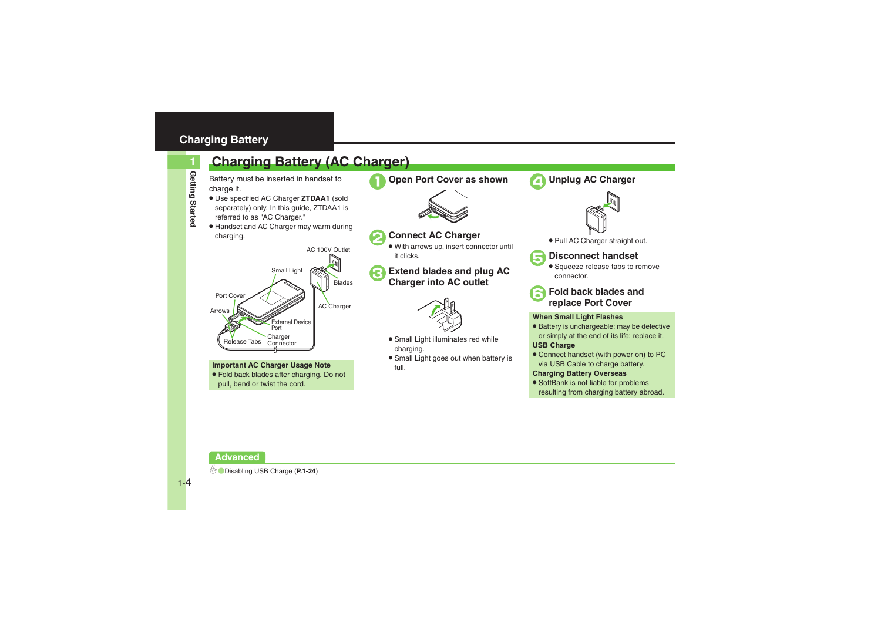# Charging Battery

## Charging Battery (AC Charger)

Battery must be inserted in handset to charge it.

- Use specified AC Charger **ZTDAA1** (sold separately) only. In this guide, ZTDAA1 is referred to as "AC Charger."
- Handset and AC Charger may warm during charging.

AC 100V Outlet
Small Light
Blades
Port Cover
AC Charger
Arrows
External Device Port
Release Tabs
Charger Connector

**Important AC Charger Usage Note**

- Fold back blades after charging. Do not pull, bend or twist the cord.

### 1 Open Port Cover as shown

### 2 Connect AC Charger

- With arrows up, insert connector until it clicks.

### 3 Extend blades and plug AC Charger into AC outlet

- Small Light illuminates red while charging.
- Small Light goes out when battery is full.

### 4 Unplug AC Charger

- Pull AC Charger straight out.

### 5 Disconnect handset

- Squeeze release tabs to remove connector.

### 6 Fold back blades and replace Port Cover

**When Small Light Flashes**

- Battery is unchargeable; may be defective or simply at the end of its life; replace it.

**USB Charge**

- Connect handset (with power on) to PC via USB Cable to charge battery.

**Charging Battery Overseas**

- SoftBank is not liable for problems resulting from charging battery abroad.

**Advanced**

Disabling USB Charge (**P.1-24**)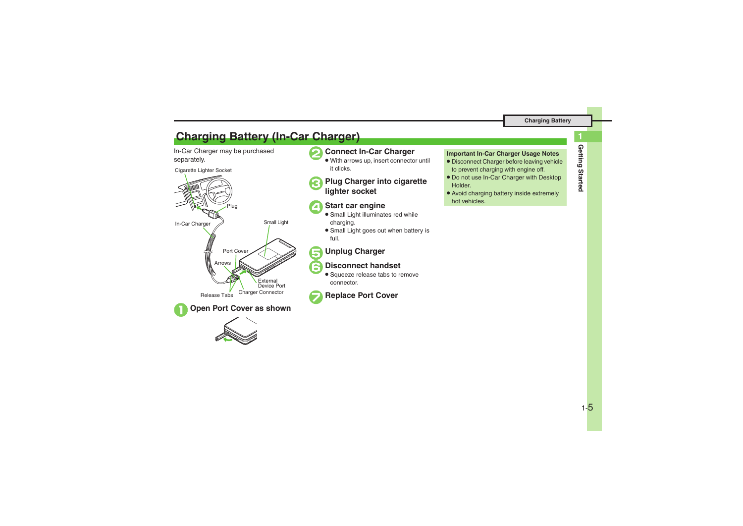# Charging Battery (In-Car Charger)

In-Car Charger may be purchased separately.

Cigarette Lighter Socket

Plug

In-Car Charger

Small Light

Port Cover

Arrows

External Device Port

Release Tabs

Charger Connector

**1 Open Port Cover as shown**

**2 Connect In-Car Charger**
- With arrows up, insert connector until it clicks.

**3 Plug Charger into cigarette lighter socket**

**4 Start car engine**
- Small Light illuminates red while charging.
- Small Light goes out when battery is full.

**5 Unplug Charger**

**6 Disconnect handset**
- Squeeze release tabs to remove connector.

**7 Replace Port Cover**

**Important In-Car Charger Usage Notes**
- Disconnect Charger before leaving vehicle to prevent charging with engine off.
- Do not use In-Car Charger with Desktop Holder.
- Avoid charging battery inside extremely hot vehicles.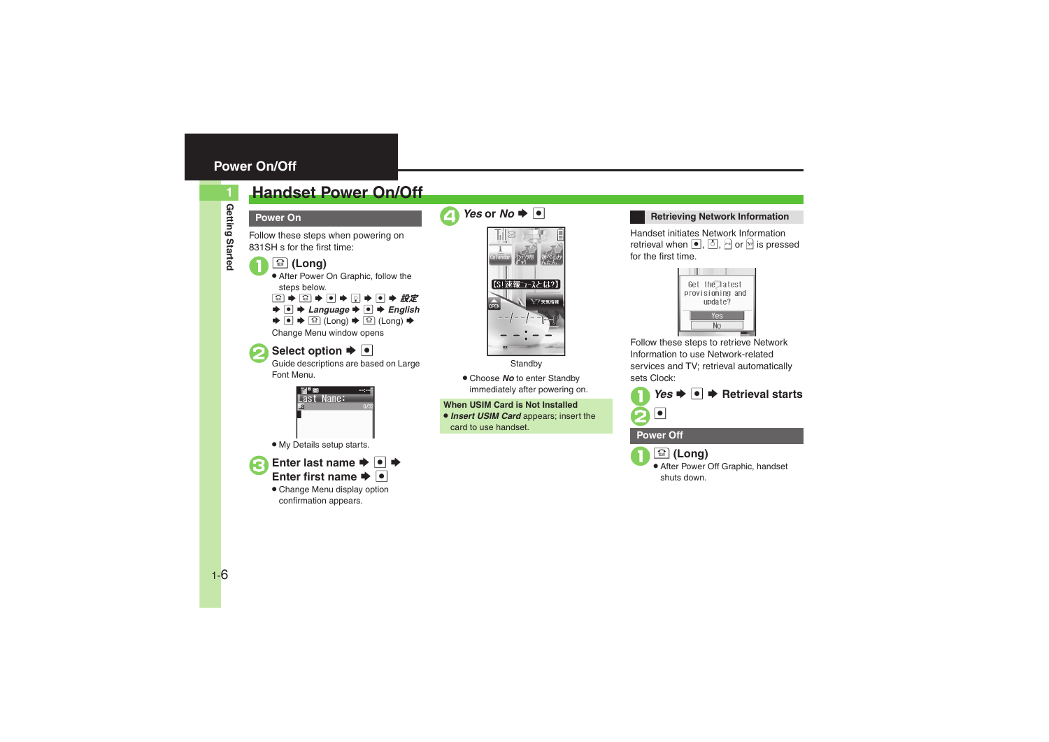# Power On/Off

## Handset Power On/Off

### Power On

Follow these steps when powering on 831SH s for the first time:

**1** (Long)

- After Power On Graphic, follow the steps below.

  → → → → → → ***設定*** → → ***Language*** → → ***English*** → → (Long) → (Long) →

  Change Menu window opens

**2** **Select option** →

Guide descriptions are based on Large Font Menu.

- My Details setup starts.

**3** **Enter last name** → → **Enter first name** →

- Change Menu display option confirmation appears.

**4** ***Yes*** **or** ***No*** →

Standby

- Choose ***No*** to enter Standby immediately after powering on.

**When USIM Card is Not Installed**

- ***Insert USIM Card*** appears; insert the card to use handset.

### Retrieving Network Information

Handset initiates Network Information retrieval when , , or is pressed for the first time.

Follow these steps to retrieve Network Information to use Network-related services and TV; retrieval automatically sets Clock:

**1** ***Yes*** → → **Retrieval starts**

**2**

### Power Off

**1** (Long)

- After Power Off Graphic, handset shuts down.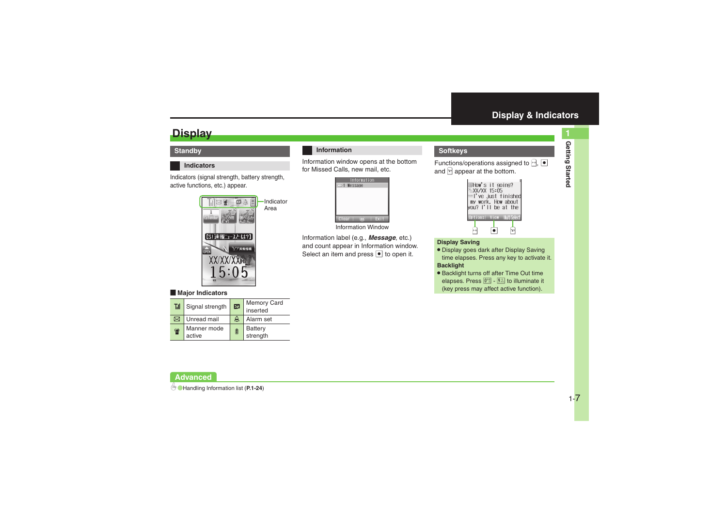# Display

## Standby

### Indicators

Indicators (signal strength, battery strength, active functions, etc.) appear.

Indicator Area

**Major Indicators**

| | | | |
|---|---|---|---|
| | Signal strength | | Memory Card inserted |
| | Unread mail | | Alarm set |
| | Manner mode active | | Battery strength |

### Information

Information window opens at the bottom for Missed Calls, new mail, etc.

Information Window

Information label (e.g., ***Message***, etc.) and count appear in Information window. Select an item and press ● to open it.

## Softkeys

Functions/operations assigned to , ● and  appear at the bottom.

**Display Saving**

- Display goes dark after Display Saving time elapses. Press any key to activate it.

**Backlight**

- Backlight turns off after Time Out time elapses. Press 0 - 9 to illuminate it (key press may affect active function).

## Advanced

Handling Information list (**P.1-24**)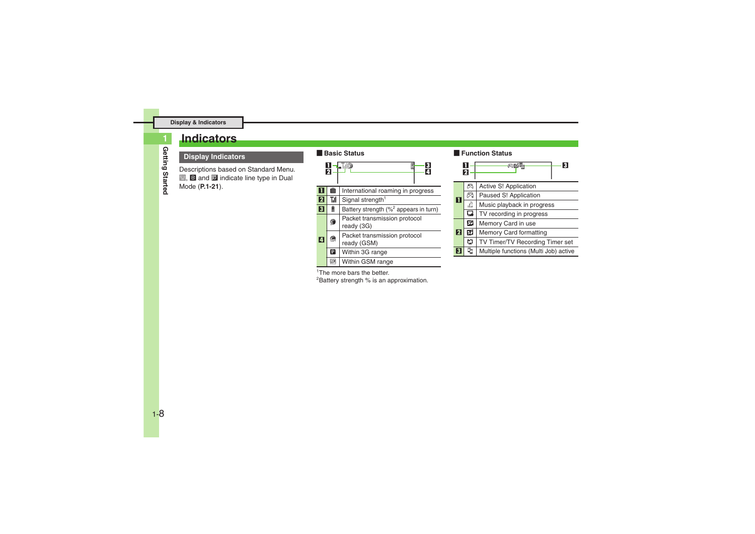# Indicators

## Display Indicators

Descriptions based on Standard Menu.
A, B and D indicate line type in Dual Mode (**P.1-21**).

### Basic Status

| No. | Icon | Description |
|---|---|---|
| 1 | | International roaming in progress |
| 2 | | Signal strength[1] |
| 3 | | Battery strength (%[2] appears in turn) |
| 4 | | Packet transmission protocol ready (3G) |
| | | Packet transmission protocol ready (GSM) |
| | | Within 3G range |
| | | Within GSM range |

[1]The more bars the better.
[2]Battery strength % is an approximation.

### Function Status

| No. | Icon | Description |
|---|---|---|
| 1 | | Active S! Application |
| | | Paused S! Application |
| | | Music playback in progress |
| | | TV recording in progress |
| 2 | | Memory Card in use |
| | | Memory Card formatting |
| | | TV Timer/TV Recording Timer set |
| 3 | | Multiple functions (Multi Job) active |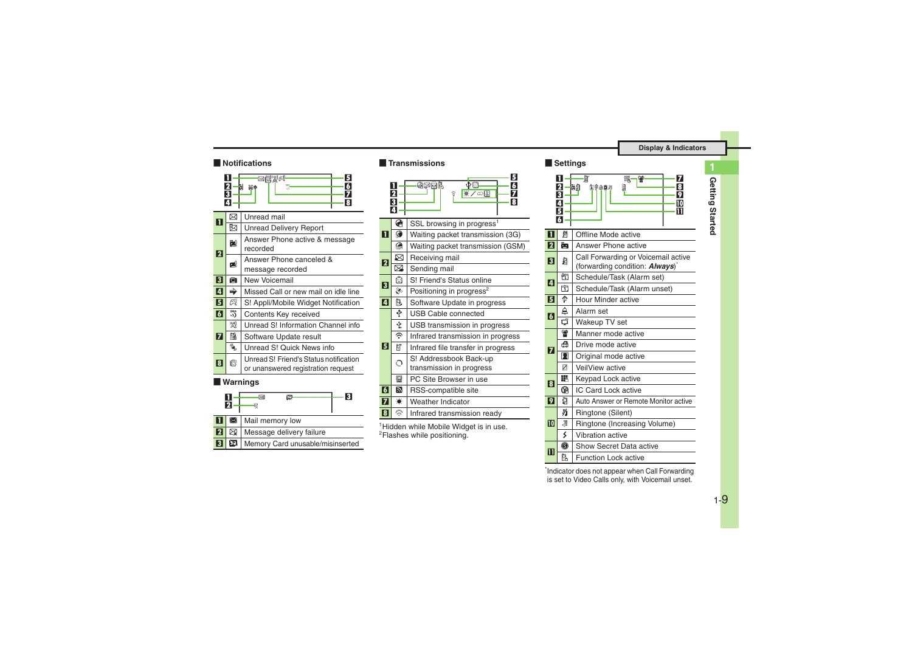## Notifications

| No. | Indicator |
|---|---|
| 1 | Unread mail |
| | Unread Delivery Report |
| 2 | Answer Phone active & message recorded |
| | Answer Phone canceled & message recorded |
| 3 | New Voicemail |
| 4 | Missed Call or new mail on idle line |
| 5 | S! Appli/Mobile Widget Notification |
| 6 | Contents Key received |
| 7 | Unread S! Information Channel info |
| | Software Update result |
| | Unread S! Quick News info |
| 8 | Unread S! Friend's Status notification or unanswered registration request |

## Warnings

| No. | Indicator |
|---|---|
| 1 | Mail memory low |
| 2 | Message delivery failure |
| 3 | Memory Card unusable/misinserted |

## Transmissions

| No. | Indicator |
|---|---|
| 1 | SSL browsing in progress[1] |
| | Waiting packet transmission (3G) |
| | Waiting packet transmission (GSM) |
| 2 | Receiving mail |
| | Sending mail |
| 3 | S! Friend's Status online |
| | Positioning in progress[2] |
| 4 | Software Update in progress |
| 5 | USB Cable connected |
| | USB transmission in progress |
| | Infrared transmission in progress |
| | Infrared file transfer in progress |
| | S! Addressbook Back-up transmission in progress |
| | PC Site Browser in use |
| 6 | RSS-compatible site |
| 7 | Weather Indicator |
| 8 | Infrared transmission ready |

[1] Hidden while Mobile Widget is in use.
[2] Flashes while positioning.

## Settings

| No. | Indicator |
|---|---|
| 1 | Offline Mode active |
| 2 | Answer Phone active |
| 3 | Call Forwarding or Voicemail active (forwarding condition: ***Always***)* |
| 4 | Schedule/Task (Alarm set) |
| | Schedule/Task (Alarm unset) |
| 5 | Hour Minder active |
| 6 | Alarm set |
| | Wakeup TV set |
| 7 | Manner mode active |
| | Drive mode active |
| | Original mode active |
| | VeilView active |
| 8 | Keypad Lock active |
| | IC Card Lock active |
| 9 | Auto Answer or Remote Monitor active |
| 10 | Ringtone (Silent) |
| | Ringtone (Increasing Volume) |
| | Vibration active |
| 11 | Show Secret Data active |
| | Function Lock active |

*Indicator does not appear when Call Forwarding is set to Video Calls only, with Voicemail unset.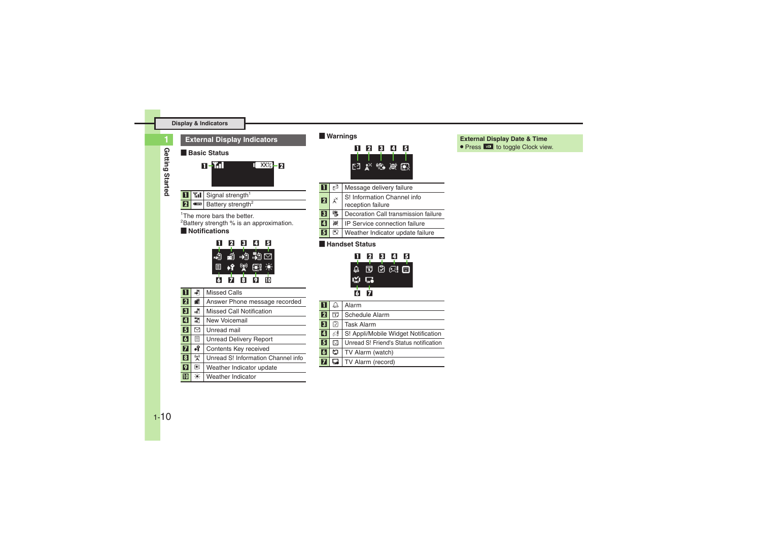## External Display Indicators

### Basic Status

| | | |
|---|---|---|
| 1 | | Signal strength[1] |
| 2 | | Battery strength[2] |

[1]The more bars the better.
[2]Battery strength % is an approximation.

### Notifications

| | | |
|---|---|---|
| 1 | | Missed Calls |
| 2 | | Answer Phone message recorded |
| 3 | | Missed Call Notification |
| 4 | | New Voicemail |
| 5 | | Unread mail |
| 6 | | Unread Delivery Report |
| 7 | | Contents Key received |
| 8 | | Unread S! Information Channel info |
| 9 | | Weather Indicator update |
| 10 | | Weather Indicator |

### Warnings

| | | |
|---|---|---|
| 1 | | Message delivery failure |
| 2 | | S! Information Channel info reception failure |
| 3 | | Decoration Call transmission failure |
| 4 | | IP Service connection failure |
| 5 | | Weather Indicator update failure |

### Handset Status

| | | |
|---|---|---|
| 1 | | Alarm |
| 2 | | Schedule Alarm |
| 3 | | Task Alarm |
| 4 | | S! Appli/Mobile Widget Notification |
| 5 | | Unread S! Friend's Status notification |
| 6 | | TV Alarm (watch) |
| 7 | | TV Alarm (record) |

**External Display Date & Time**

- Press  to toggle Clock view.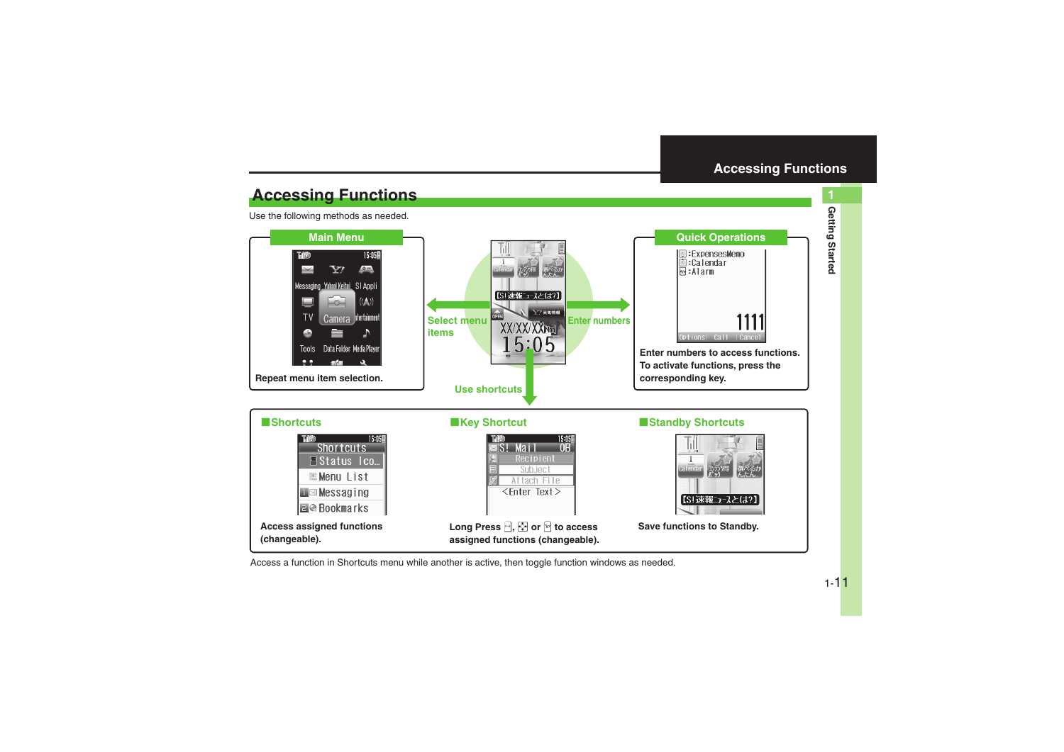# Accessing Functions

Use the following methods as needed.

## Main Menu

Repeat menu item selection.

Select menu items

Enter numbers

Use shortcuts

## Quick Operations

Enter numbers to access functions. To activate functions, press the corresponding key.

### ■Shortcuts

Access assigned functions (changeable).

### ■Key Shortcut

Long Press , or to access assigned functions (changeable).

### ■Standby Shortcuts

Save functions to Standby.

Access a function in Shortcuts menu while another is active, then toggle function windows as needed.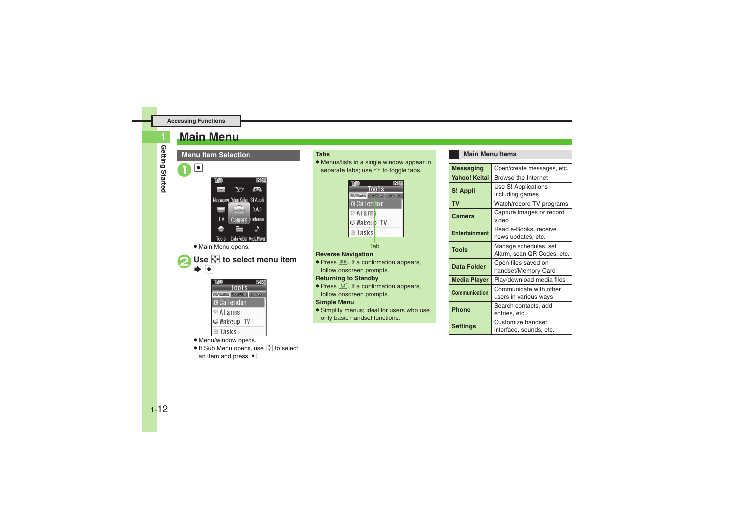# Main Menu

## Menu Item Selection

**1** ●

- Main Menu opens.

**2** **Use ✣ to select menu item ➡ ●**

- Menu/window opens.
- If Sub Menu opens, use ✣ to select an item and press ●.

**Tabs**

- Menus/lists in a single window appear in separate tabs; use ✣ to toggle tabs.

Tab

**Reverse Navigation**

- Press ☒. If a confirmation appears, follow onscreen prompts.

**Returning to Standby**

- Press ☎. If a confirmation appears, follow onscreen prompts.

**Simple Menu**

- Simplify menus; ideal for users who use only basic handset functions.

## Main Menu Items

| | |
|---|---|
| **Messaging** | Open/create messages, etc. |
| **Yahoo! Keitai** | Browse the Internet |
| **S! Appli** | Use S! Applications including games |
| **TV** | Watch/record TV programs |
| **Camera** | Capture images or record video |
| **Entertainment** | Read e-Books, receive news updates, etc. |
| **Tools** | Manage schedules, set Alarm, scan QR Codes, etc. |
| **Data Folder** | Open files saved on handset/Memory Card |
| **Media Player** | Play/download media files |
| **Communication** | Communicate with other users in various ways |
| **Phone** | Search contacts, add entries, etc. |
| **Settings** | Customize handset interface, sounds, etc. |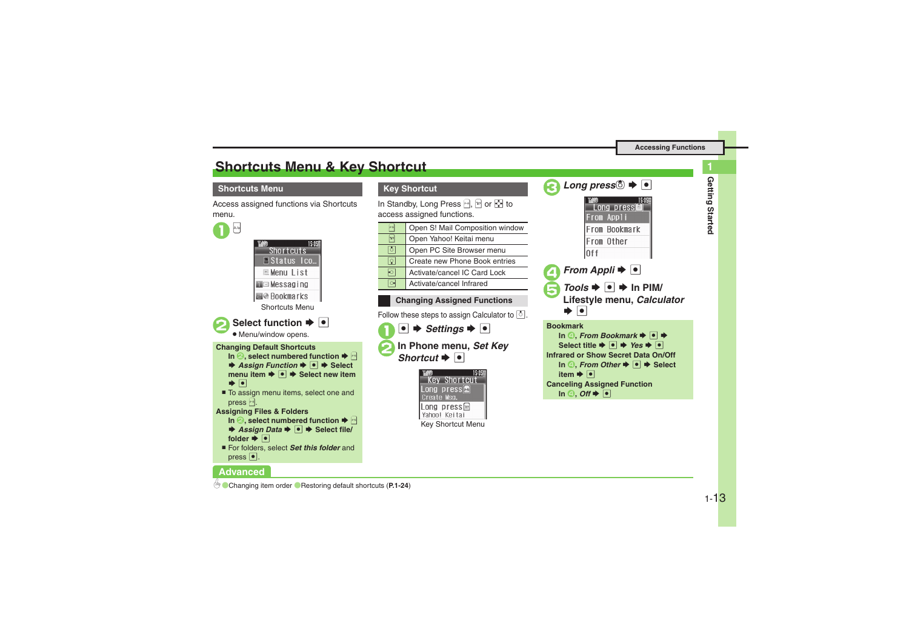# Shortcuts Menu & Key Shortcut

## Shortcuts Menu

Access assigned functions via Shortcuts menu.

**1** [key]

Shortcuts
Status Ico...
Menu List
Messaging
Bookmarks

Shortcuts Menu

**2** Select function ➡ ●

- Menu/window opens.

**Changing Default Shortcuts**

In 2, select numbered function ➡ [key] ➡ ***Assign Function*** ➡ ● ➡ Select menu item ➡ ● ➡ Select new item ➡ ●

- To assign menu items, select one and press [key].

**Assigning Files & Folders**

In 2, select numbered function ➡ [key] ➡ ***Assign Data*** ➡ ● ➡ Select file/folder ➡ ●

- For folders, select ***Set this folder*** and press ●.

## Key Shortcut

In Standby, Long Press [key], [key] or [key] to access assigned functions.

| Key | Function |
|---|---|
| [key] | Open S! Mail Composition window |
| [key] | Open Yahoo! Keitai menu |
| [key] | Open PC Site Browser menu |
| [key] | Create new Phone Book entries |
| [key] | Activate/cancel IC Card Lock |
| [key] | Activate/cancel Infrared |

### Changing Assigned Functions

Follow these steps to assign Calculator to [key].

**1** ● ➡ ***Settings*** ➡ ●

**2** In Phone menu, ***Set Key Shortcut*** ➡ ●

Key Shortcut
Long press [key]
Create Msg.
Long press [key]
Yahoo! Keitai

Key Shortcut Menu

**3** ***Long press*** [key] ➡ ●

Long press
From Appli
From Bookmark
From Other
Off

**4** ***From Appli*** ➡ ●

**5** ***Tools*** ➡ ● ➡ In PIM/Lifestyle menu, ***Calculator*** ➡ ●

**Bookmark**

In 4, ***From Bookmark*** ➡ ● ➡ Select title ➡ ● ➡ ***Yes*** ➡ ●

**Infrared or Show Secret Data On/Off**

In 4, ***From Other*** ➡ ● ➡ Select item ➡ ●

**Canceling Assigned Function**

In 4, ***Off*** ➡ ●

**Advanced**

Changing item order · Restoring default shortcuts (**P.1-24**)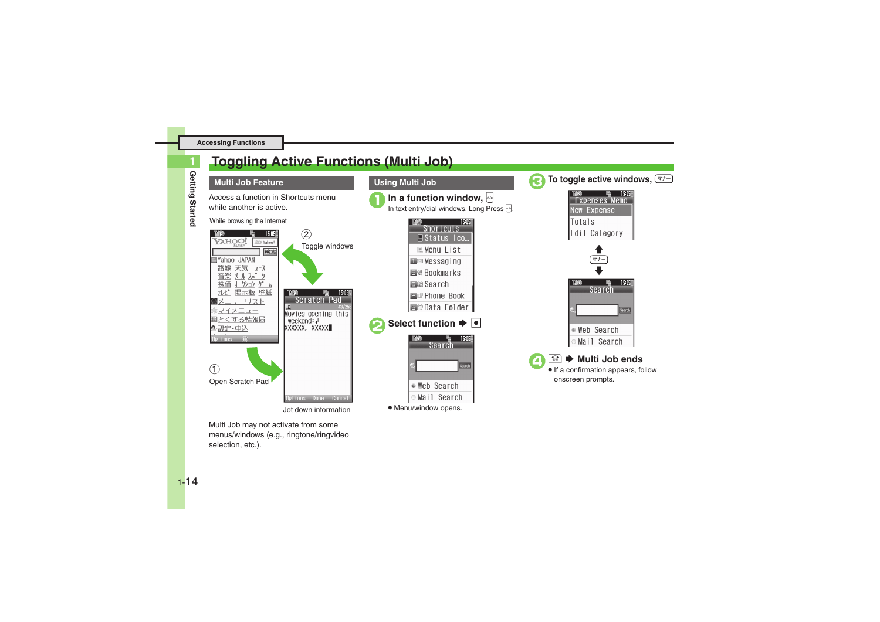# Toggling Active Functions (Multi Job)

## Multi Job Feature

Access a function in Shortcuts menu while another is active.

While browsing the Internet

② Toggle windows

① Open Scratch Pad

Jot down information

Multi Job may not activate from some menus/windows (e.g., ringtone/ringvideo selection, etc.).

## Using Multi Job

**1 In a function window,** 

In text entry/dial windows, Long Press .

**2 Select function ➡ ●**

- Menu/window opens.

**3 To toggle active windows,** マナー

**4** ➡ **Multi Job ends**

- If a confirmation appears, follow onscreen prompts.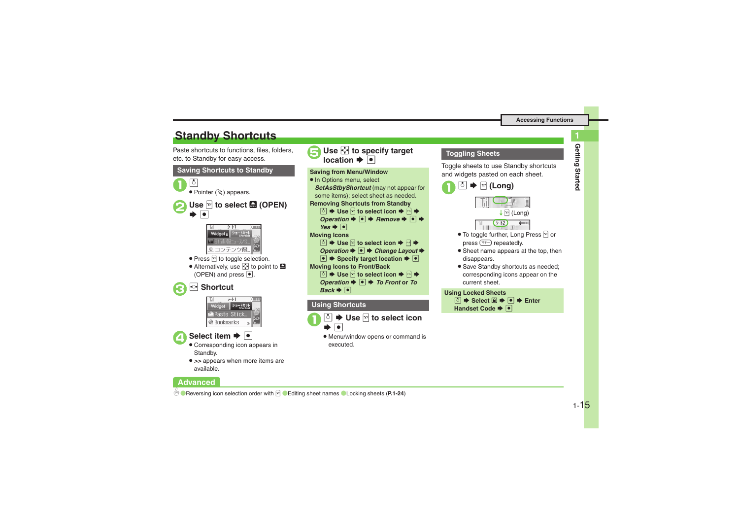# Standby Shortcuts

Paste shortcuts to functions, files, folders, etc. to Standby for easy access.

## Saving Shortcuts to Standby

**1** 
- Pointer ( ) appears.

**2** **Use to select (OPEN) ➡ ●**

- Press to toggle selection.
- Alternatively, use to point to (OPEN) and press ●.

**3** **Shortcut**

**4** **Select item ➡ ●**

- Corresponding icon appears in Standby.
- >> appears when more items are available.

**5** **Use to specify target location ➡ ●**

**Saving from Menu/Window**

- In Options menu, select *SetAsStbyShortcut* (may not appear for some items); select sheet as needed.

**Removing Shortcuts from Standby**

➡ Use to select icon ➡ ➡ *Operation* ➡ ● ➡ *Remove* ➡ ● ➡ *Yes* ➡ ●

**Moving Icons**

➡ Use to select icon ➡ ➡ *Operation* ➡ ● ➡ *Change Layout* ➡ ● ➡ Specify target location ➡ ●

**Moving Icons to Front/Back**

➡ Use to select icon ➡ ➡ *Operation* ➡ ● ➡ *To Front* or *To Back* ➡ ●

## Using Shortcuts

**1** **➡ Use to select icon ➡ ●**

- Menu/window opens or command is executed.

## Toggling Sheets

Toggle sheets to use Standby shortcuts and widgets pasted on each sheet.

**1** **➡ (Long)**

- To toggle further, Long Press or press repeatedly.
- Sheet name appears at the top, then disappears.
- Save Standby shortcuts as needed; corresponding icons appear on the current sheet.

**Using Locked Sheets**

➡ Select ➡ ● ➡ Enter Handset Code ➡ ●

## Advanced

Reversing icon selection order with · Editing sheet names · Locking sheets (**P.1-24**)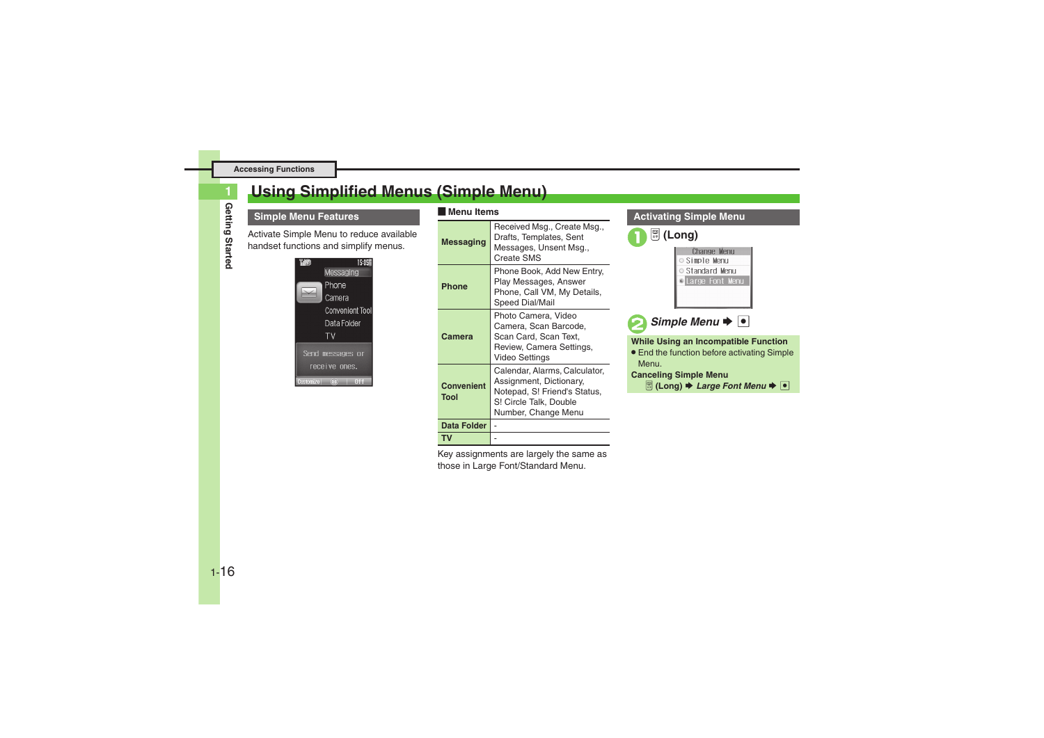# Using Simplified Menus (Simple Menu)

## Simple Menu Features

Activate Simple Menu to reduce available handset functions and simplify menus.

### ■ Menu Items

| | |
|---|---|
| **Messaging** | Received Msg., Create Msg., Drafts, Templates, Sent Messages, Unsent Msg., Create SMS |
| **Phone** | Phone Book, Add New Entry, Play Messages, Answer Phone, Call VM, My Details, Speed Dial/Mail |
| **Camera** | Photo Camera, Video Camera, Scan Barcode, Scan Card, Scan Text, Review, Camera Settings, Video Settings |
| **Convenient Tool** | Calendar, Alarms, Calculator, Assignment, Dictionary, Notepad, S! Friend's Status, S! Circle Talk, Double Number, Change Menu |
| **Data Folder** | - |
| **TV** | - |

Key assignments are largely the same as those in Large Font/Standard Menu.

## Activating Simple Menu

**1** (Long)

**2** *Simple Menu* ➡ ●

**While Using an Incompatible Function**

- End the function before activating Simple Menu.

**Canceling Simple Menu**

(Long) ➡ *Large Font Menu* ➡ ●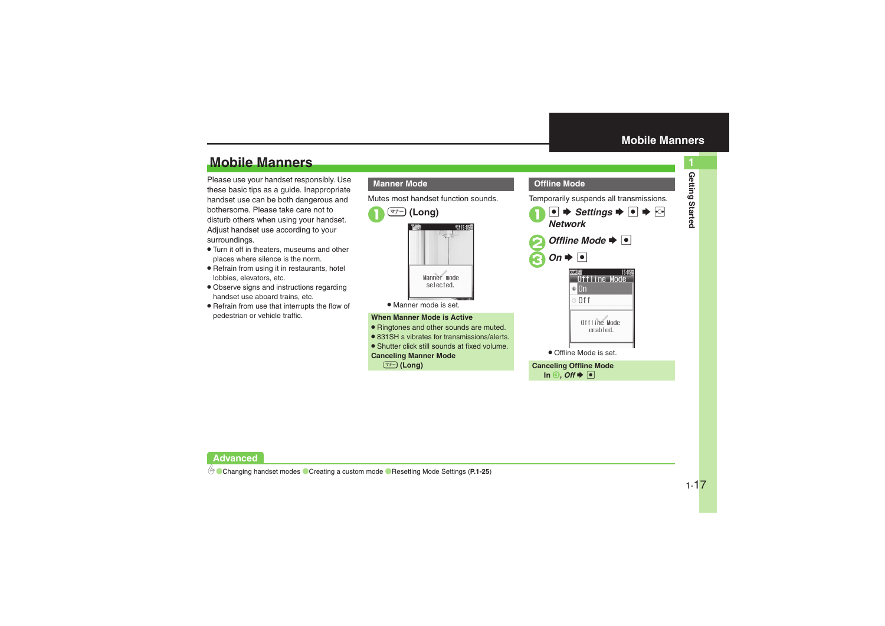# Mobile Manners

Please use your handset responsibly. Use these basic tips as a guide. Inappropriate handset use can be both dangerous and bothersome. Please take care not to disturb others when using your handset. Adjust handset use according to your surroundings.

- Turn it off in theaters, museums and other places where silence is the norm.
- Refrain from using it in restaurants, hotel lobbies, elevators, etc.
- Observe signs and instructions regarding handset use aboard trains, etc.
- Refrain from use that interrupts the flow of pedestrian or vehicle traffic.

## Manner Mode

Mutes most handset function sounds.

1. マナー **(Long)**

- Manner mode is set.

**When Manner Mode is Active**

- Ringtones and other sounds are muted.
- 831SH s vibrates for transmissions/alerts.
- Shutter click still sounds at fixed volume.

**Canceling Manner Mode**

マナー **(Long)**

## Offline Mode

Temporarily suspends all transmissions.

1. ● ➡ *Settings* ➡ ● ➡ ⊙ *Network*
2. *Offline Mode* ➡ ●
3. *On* ➡ ●

- Offline Mode is set.

**Canceling Offline Mode**

In 3, *Off* ➡ ●

**Advanced**

Changing handset modes ● Creating a custom mode ● Resetting Mode Settings (**P.1-25**)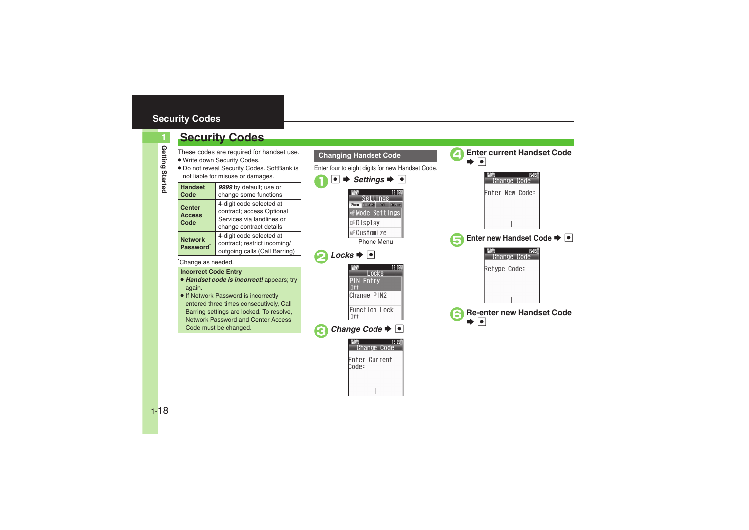## Security Codes

These codes are required for handset use.

- Write down Security Codes.
- Do not reveal Security Codes. SoftBank is not liable for misuse or damages.

| | |
|---|---|
| **Handset Code** | *9999* by default; use or change some functions |
| **Center Access Code** | 4-digit code selected at contract; access Optional Services via landlines or change contract details |
| **Network Password*** | 4-digit code selected at contract; restrict incoming/outgoing calls (Call Barring) |

*Change as needed.

**Incorrect Code Entry**

- ***Handset code is incorrect!*** appears; try again.
- If Network Password is incorrectly entered three times consecutively, Call Barring settings are locked. To resolve, Network Password and Center Access Code must be changed.

### Changing Handset Code

Enter four to eight digits for new Handset Code.

1. ● ➡ ***Settings*** ➡ ●

   Phone Menu

2. ***Locks*** ➡ ●

3. ***Change Code*** ➡ ●

4. **Enter current Handset Code** ➡ ●

5. **Enter new Handset Code** ➡ ●

6. **Re-enter new Handset Code** ➡ ●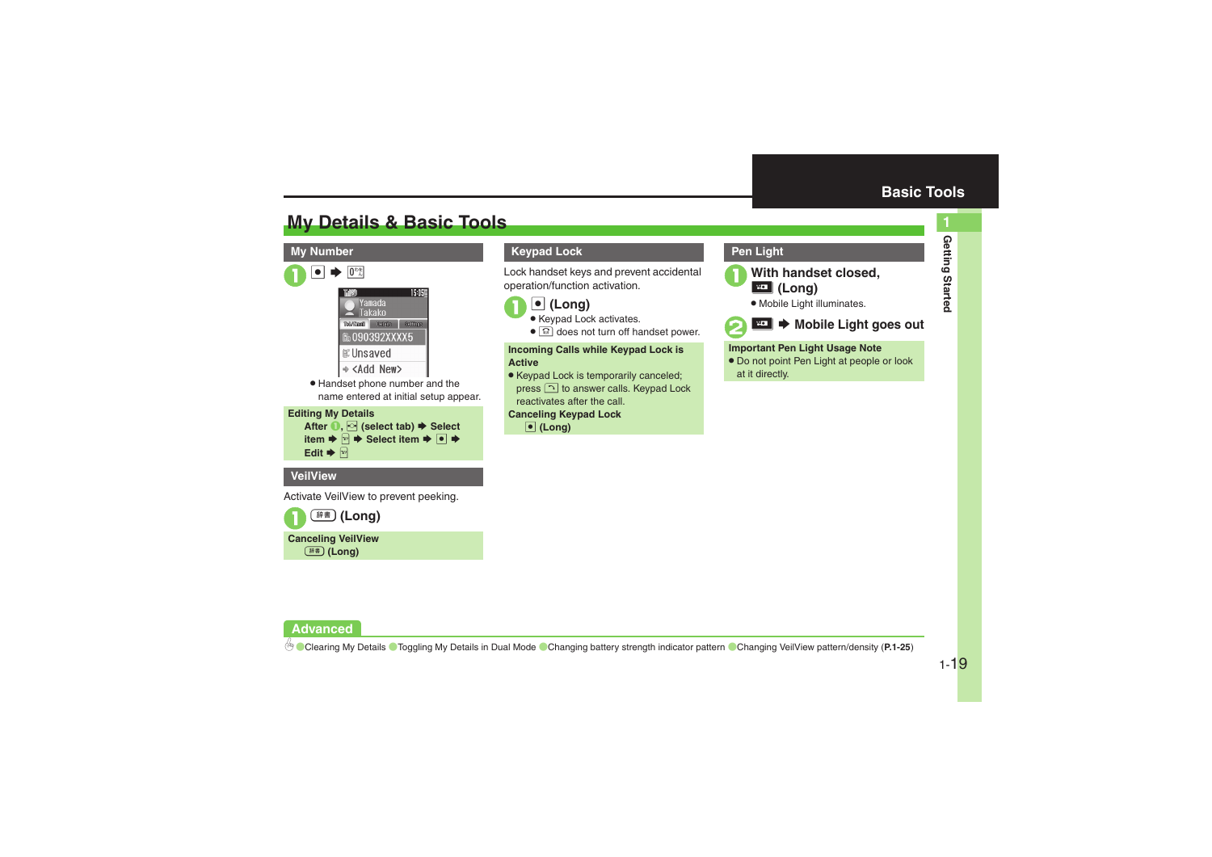# My Details & Basic Tools

## My Number

1. ● ➡ 0

- Handset phone number and the name entered at initial setup appear.

**Editing My Details**
After 1, (select tab) ➡ Select item ➡ ➡ Select item ➡ ● ➡ Edit ➡

## VeilView

Activate VeilView to prevent peeking.

1. 辞書 (Long)

**Canceling VeilView**
辞書 (Long)

## Keypad Lock

Lock handset keys and prevent accidental operation/function activation.

1. ● (Long)
   - Keypad Lock activates.
   - does not turn off handset power.

**Incoming Calls while Keypad Lock is Active**
- Keypad Lock is temporarily canceled; press to answer calls. Keypad Lock reactivates after the call.

**Canceling Keypad Lock**
● (Long)

## Pen Light

1. With handset closed, (Long)
   - Mobile Light illuminates.
2. ➡ Mobile Light goes out

**Important Pen Light Usage Note**
- Do not point Pen Light at people or look at it directly.

## Advanced

Clearing My Details · Toggling My Details in Dual Mode · Changing battery strength indicator pattern · Changing VeilView pattern/density (**P.1-25**)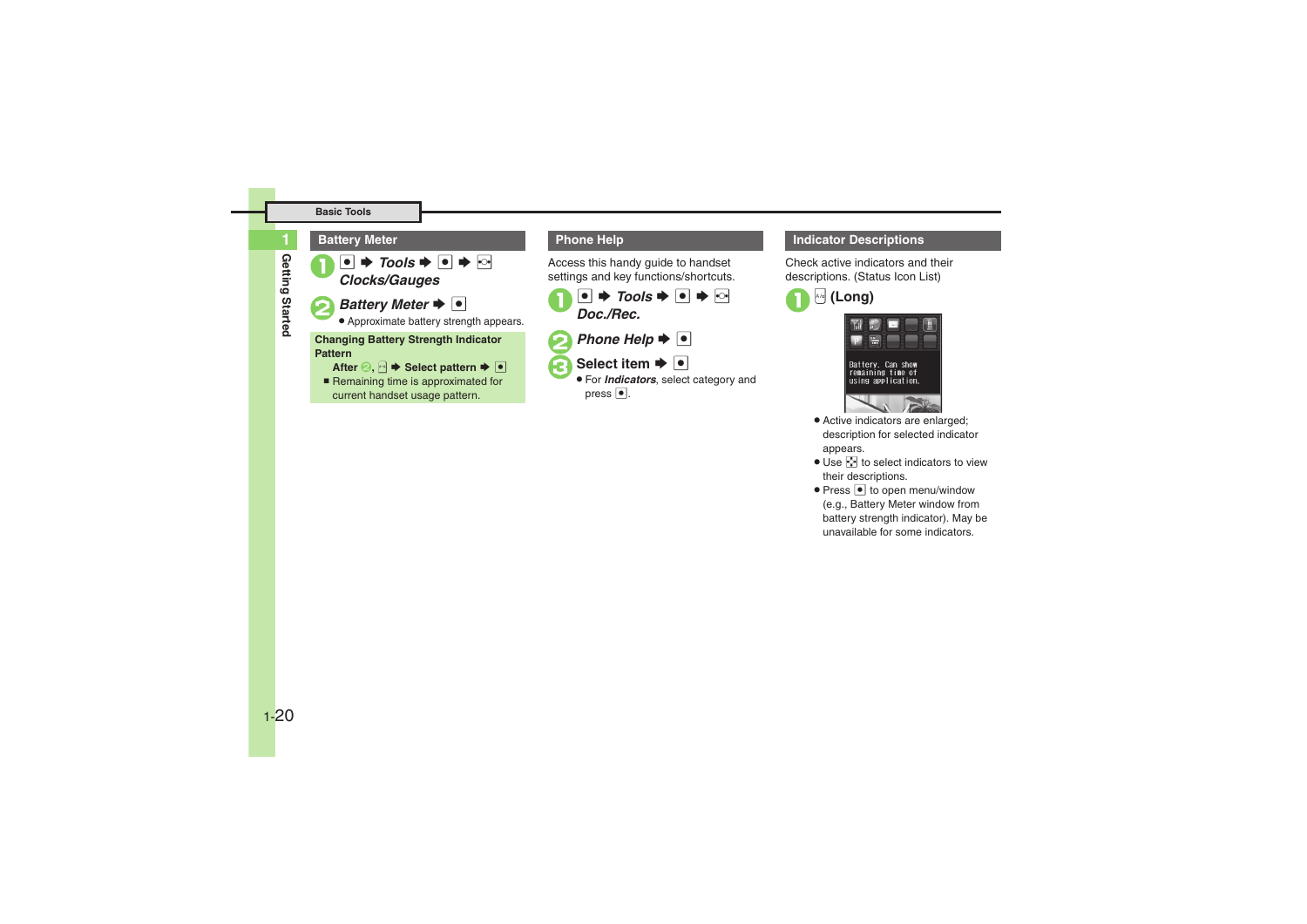## Battery Meter

1. ● ➡ *Tools* ➡ ● ➡ ◦ *Clocks/Gauges*
2. *Battery Meter* ➡ ●
   - Approximate battery strength appears.

**Changing Battery Strength Indicator Pattern**

**After 2, ➡ Select pattern ➡ ●**

- Remaining time is approximated for current handset usage pattern.

## Phone Help

Access this handy guide to handset settings and key functions/shortcuts.

1. ● ➡ *Tools* ➡ ● ➡ ◦ *Doc./Rec.*
2. *Phone Help* ➡ ●
3. Select item ➡ ●
   - For *Indicators*, select category and press ●.

## Indicator Descriptions

Check active indicators and their descriptions. (Status Icon List)

1. (Long)

- Active indicators are enlarged; description for selected indicator appears.
- Use to select indicators to view their descriptions.
- Press ● to open menu/window (e.g., Battery Meter window from battery strength indicator). May be unavailable for some indicators.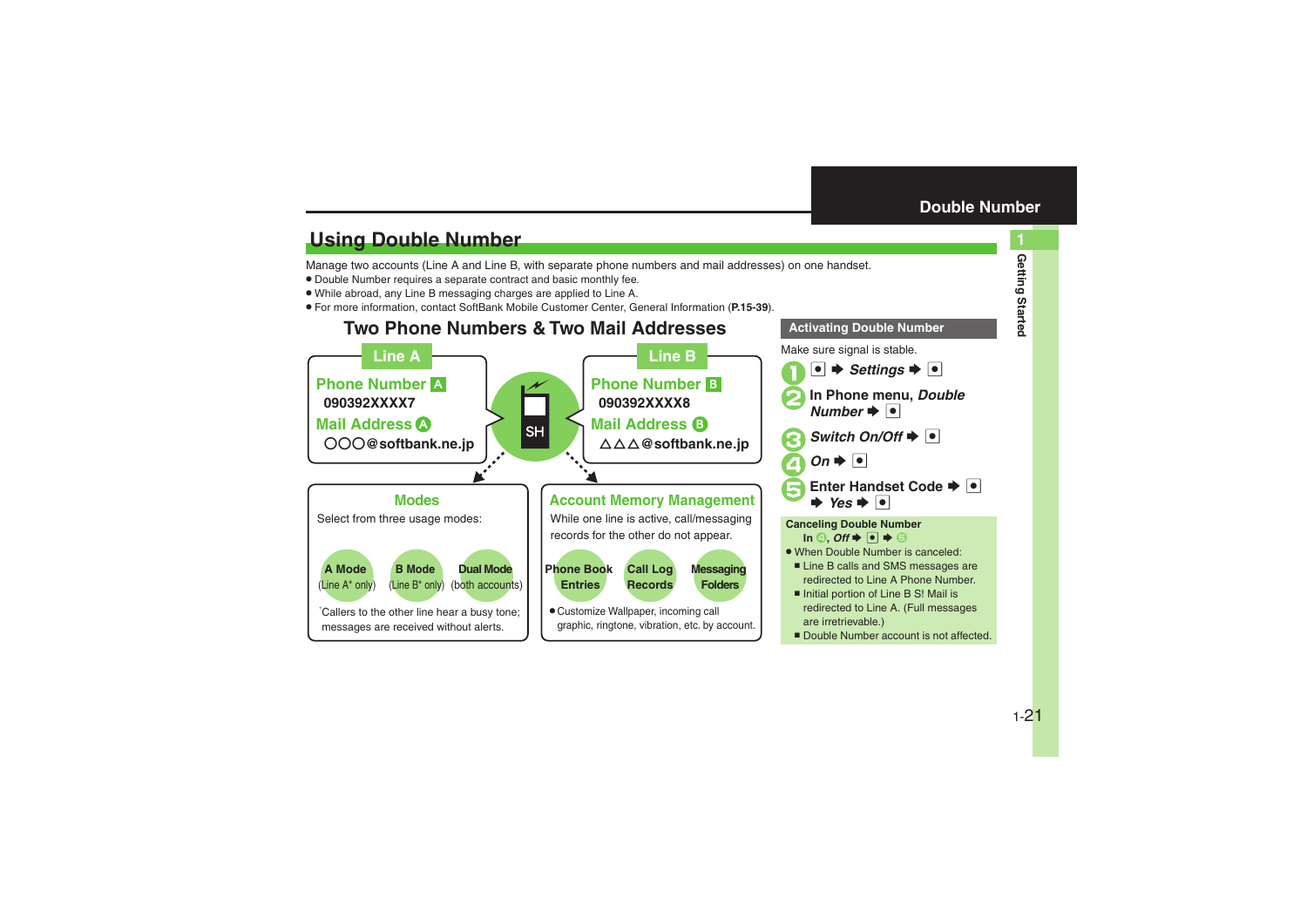# Double Number

## Using Double Number

Manage two accounts (Line A and Line B, with separate phone numbers and mail addresses) on one handset.

- Double Number requires a separate contract and basic monthly fee.
- While abroad, any Line B messaging charges are applied to Line A.
- For more information, contact SoftBank Mobile Customer Center, General Information (**P.15-39**).

### Two Phone Numbers & Two Mail Addresses

**Line A**

Phone Number A
090392XXXX7
Mail Address A
○○○@softbank.ne.jp

**Line B**

Phone Number B
090392XXXX8
Mail Address B
△△△@softbank.ne.jp

**Modes**

Select from three usage modes:

- A Mode (Line A* only)
- B Mode (Line B* only)
- Dual Mode (both accounts)

*Callers to the other line hear a busy tone; messages are received without alerts.

**Account Memory Management**

While one line is active, call/messaging records for the other do not appear.

- Phone Book Entries
- Call Log Records
- Messaging Folders

- Customize Wallpaper, incoming call graphic, ringtone, vibration, etc. by account.

### Activating Double Number

Make sure signal is stable.

1. ● ➡ *Settings* ➡ ●
2. In Phone menu, *Double Number* ➡ ●
3. *Switch On/Off* ➡ ●
4. *On* ➡ ●
5. Enter Handset Code ➡ ● ➡ *Yes* ➡ ●

**Canceling Double Number**

In 4, *Off* ➡ ● ➡ 5

- When Double Number is canceled:
  - Line B calls and SMS messages are redirected to Line A Phone Number.
  - Initial portion of Line B S! Mail is redirected to Line A. (Full messages are irretrievable.)
  - Double Number account is not affected.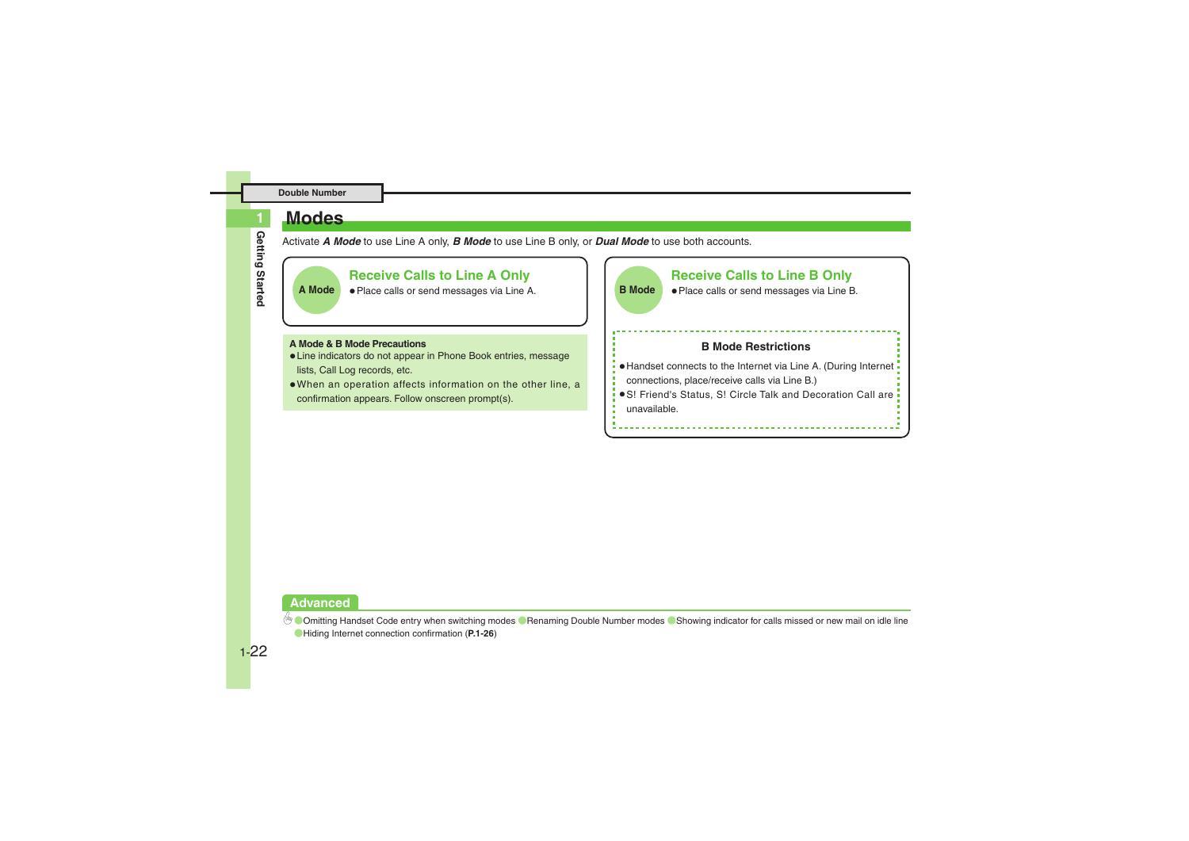# Modes

Activate ***A Mode*** to use Line A only, ***B Mode*** to use Line B only, or ***Dual Mode*** to use both accounts.

## A Mode — Receive Calls to Line A Only

- Place calls or send messages via Line A.

**A Mode & B Mode Precautions**

- Line indicators do not appear in Phone Book entries, message lists, Call Log records, etc.
- When an operation affects information on the other line, a confirmation appears. Follow onscreen prompt(s).

## B Mode — Receive Calls to Line B Only

- Place calls or send messages via Line B.

**B Mode Restrictions**

- Handset connects to the Internet via Line A. (During Internet connections, place/receive calls via Line B.)
- S! Friend's Status, S! Circle Talk and Decoration Call are unavailable.

## Advanced

- Omitting Handset Code entry when switching modes
- Renaming Double Number modes
- Showing indicator for calls missed or new mail on idle line
- Hiding Internet connection confirmation (**P.1-26**)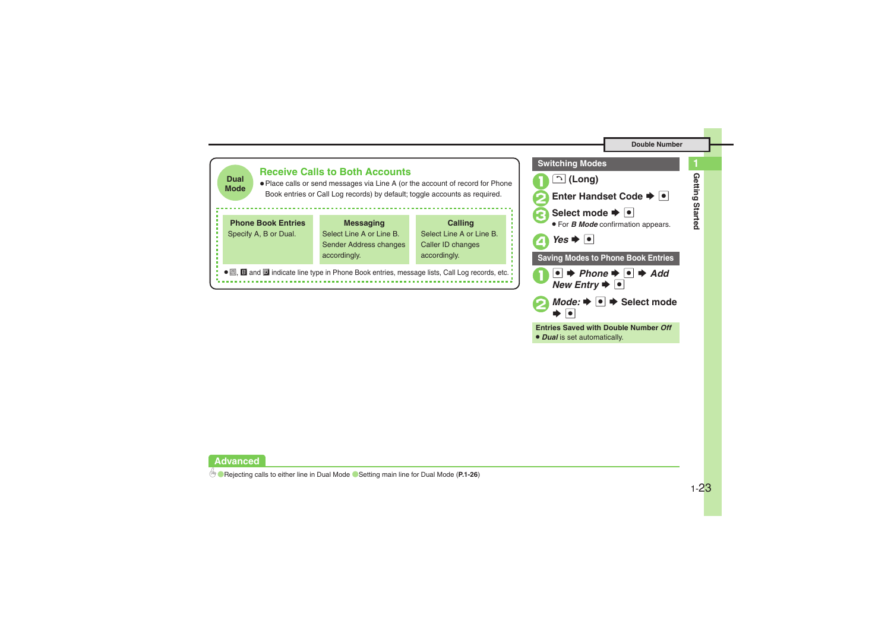## Receive Calls to Both Accounts

**Dual Mode**

- Place calls or send messages via Line A (or the account of record for Phone Book entries or Call Log records) by default; toggle accounts as required.

| Phone Book Entries | Messaging | Calling |
| --- | --- | --- |
| Specify A, B or Dual. | Select Line A or Line B. Sender Address changes accordingly. | Select Line A or Line B. Caller ID changes accordingly. |

- A, B and D indicate line type in Phone Book entries, message lists, Call Log records, etc.

### Switching Modes

1. ⤺ (Long)
2. Enter Handset Code ➡ ●
3. Select mode ➡ ●
   - For ***B Mode*** confirmation appears.
4. *Yes* ➡ ●

### Saving Modes to Phone Book Entries

1. ● ➡ *Phone* ➡ ● ➡ *Add New Entry* ➡ ●
2. *Mode:* ➡ ● ➡ Select mode ➡ ●

**Entries Saved with Double Number *Off***

- ***Dual*** is set automatically.

**Advanced**

Rejecting calls to either line in Dual Mode  Setting main line for Dual Mode (**P.1-26**)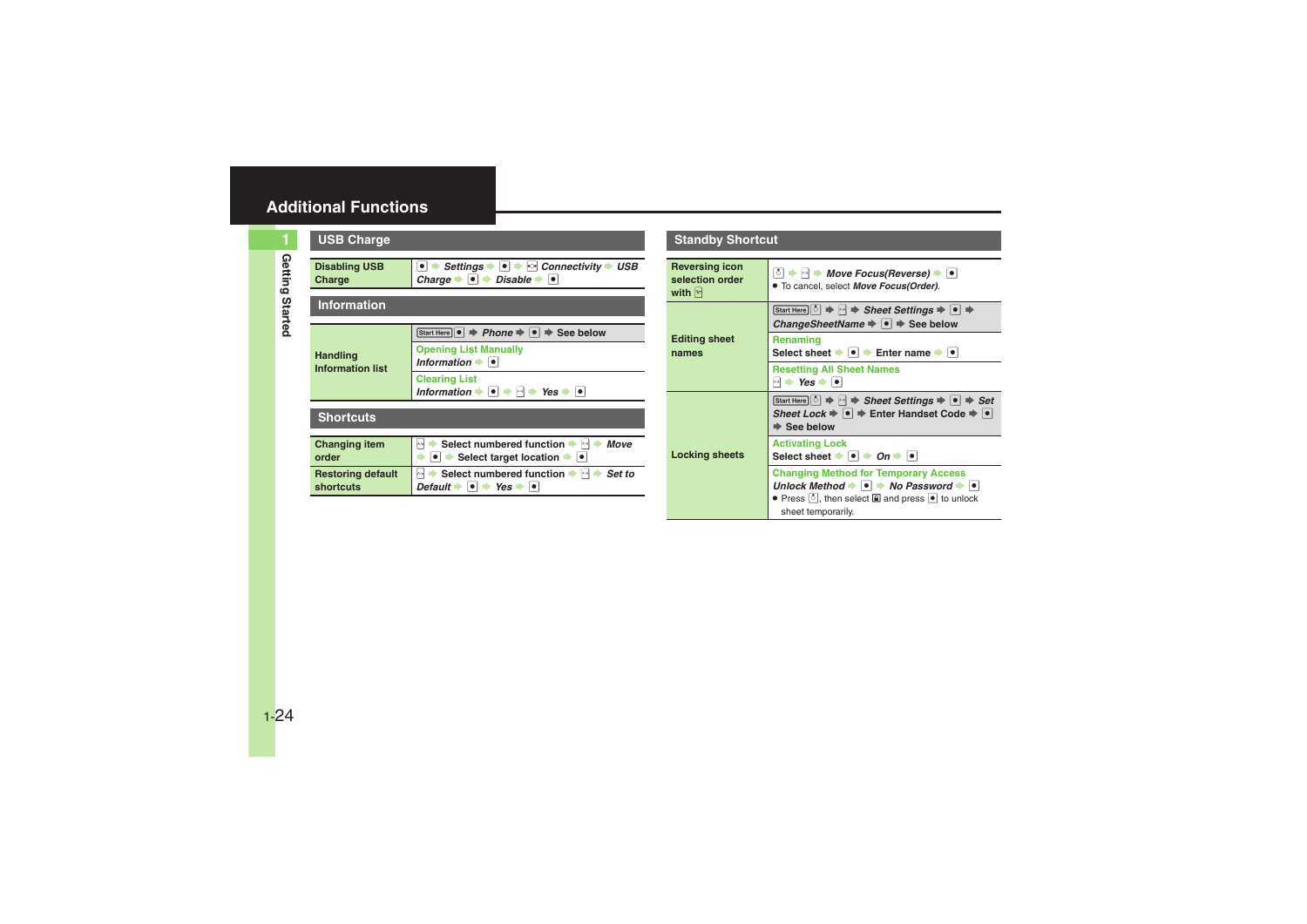# Additional Functions

## USB Charge

| | |
|---|---|
| Disabling USB Charge | ● ➡ *Settings* ➡ ● ➡ Connectivity ➡ *USB Charge* ➡ ● ➡ *Disable* ➡ ● |

## Information

| | |
|---|---|
| Handling Information list | Start Here ● ➡ *Phone* ➡ ● ➡ See below |
| | **Opening List Manually** *Information* ➡ ● |
| | **Clearing List** *Information* ➡ ● ➡ ➡ *Yes* ➡ ● |

## Shortcuts

| | |
|---|---|
| Changing item order | ➡ Select numbered function ➡ ➡ *Move* ➡ ● ➡ Select target location ➡ ● |
| Restoring default shortcuts | ➡ Select numbered function ➡ ➡ *Set to Default* ➡ ● ➡ *Yes* ➡ ● |

## Standby Shortcut

| | |
|---|---|
| Reversing icon selection order with | ➡ ➡ *Move Focus(Reverse)* ➡ ●<br>● To cancel, select *Move Focus(Order)*. |
| Editing sheet names | Start Here ➡ ➡ *Sheet Settings* ➡ ● ➡ *ChangeSheetName* ➡ ● ➡ See below |
| | **Renaming** Select sheet ➡ ● ➡ Enter name ➡ ● |
| | **Resetting All Sheet Names** ➡ *Yes* ➡ ● |
| Locking sheets | Start Here ➡ ➡ *Sheet Settings* ➡ ● ➡ *Set Sheet Lock* ➡ ● ➡ Enter Handset Code ➡ ● ➡ See below |
| | **Activating Lock** Select sheet ➡ ● ➡ *On* ➡ ● |
| | **Changing Method for Temporary Access** *Unlock Method* ➡ ● ➡ *No Password* ➡ ●<br>● Press , then select and press ● to unlock sheet temporarily. |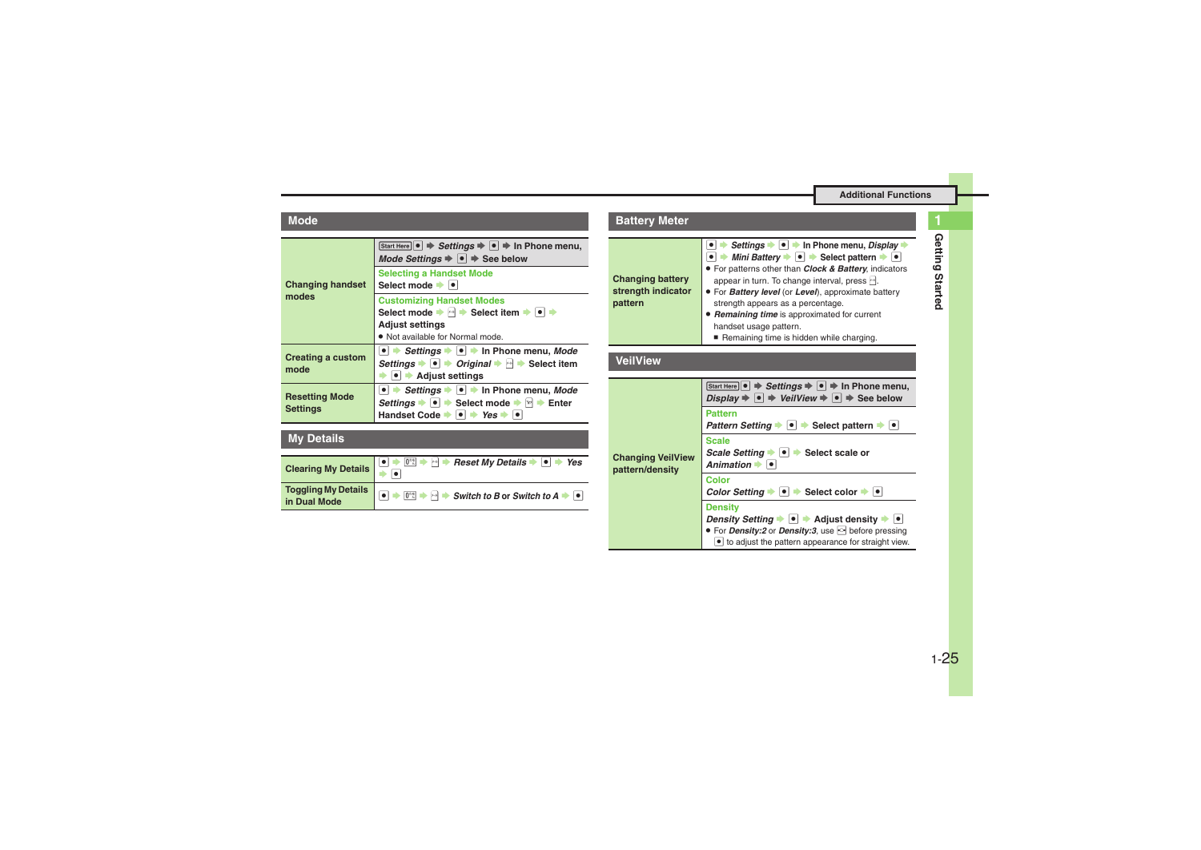## Mode

| | |
|---|---|
| Changing handset modes | Start Here ● ➡ *Settings* ➡ ● ➡ In Phone menu, *Mode Settings* ➡ ● ➡ See below<br>**Selecting a Handset Mode**<br>Select mode ➡ ●<br>**Customizing Handset Modes**<br>Select mode ➡ ✉ ➡ Select item ➡ ● ➡ Adjust settings<br>● Not available for Normal mode. |
| Creating a custom mode | ● ➡ *Settings* ➡ ● ➡ In Phone menu, *Mode Settings* ➡ ● ➡ *Original* ➡ ✉ ➡ Select item ➡ ● ➡ Adjust settings |
| Resetting Mode Settings | ● ➡ *Settings* ➡ ● ➡ In Phone menu, *Mode Settings* ➡ ● ➡ Select mode ➡ ✉ ➡ Enter Handset Code ➡ ● ➡ *Yes* ➡ ● |

## My Details

| | |
|---|---|
| Clearing My Details | ● ➡ 0 ➡ ✉ ➡ *Reset My Details* ➡ ● ➡ *Yes* ➡ ● |
| Toggling My Details in Dual Mode | ● ➡ 0 ➡ ✉ ➡ *Switch to B* or *Switch to A* ➡ ● |

## Battery Meter

| | |
|---|---|
| Changing battery strength indicator pattern | ● ➡ *Settings* ➡ ● ➡ In Phone menu, *Display* ➡ ● ➡ *Mini Battery* ➡ ● ➡ Select pattern ➡ ●<br>● For patterns other than *Clock & Battery*, indicators appear in turn. To change interval, press ✉.<br>● For *Battery level* (or *Level*), approximate battery strength appears as a percentage.<br>● *Remaining time* is approximated for current handset usage pattern.<br>■ Remaining time is hidden while charging. |

## VeilView

| | |
|---|---|
| Changing VeilView pattern/density | Start Here ● ➡ *Settings* ➡ ● ➡ In Phone menu, *Display* ➡ ● ➡ *VeilView* ➡ ● ➡ See below<br>**Pattern**<br>*Pattern Setting* ➡ ● ➡ Select pattern ➡ ●<br>**Scale**<br>*Scale Setting* ➡ ● ➡ Select scale or *Animation* ➡ ●<br>**Color**<br>*Color Setting* ➡ ● ➡ Select color ➡ ●<br>**Density**<br>*Density Setting* ➡ ● ➡ Adjust density ➡ ●<br>● For *Density:2* or *Density:3*, use ◈ before pressing ● to adjust the pattern appearance for straight view. |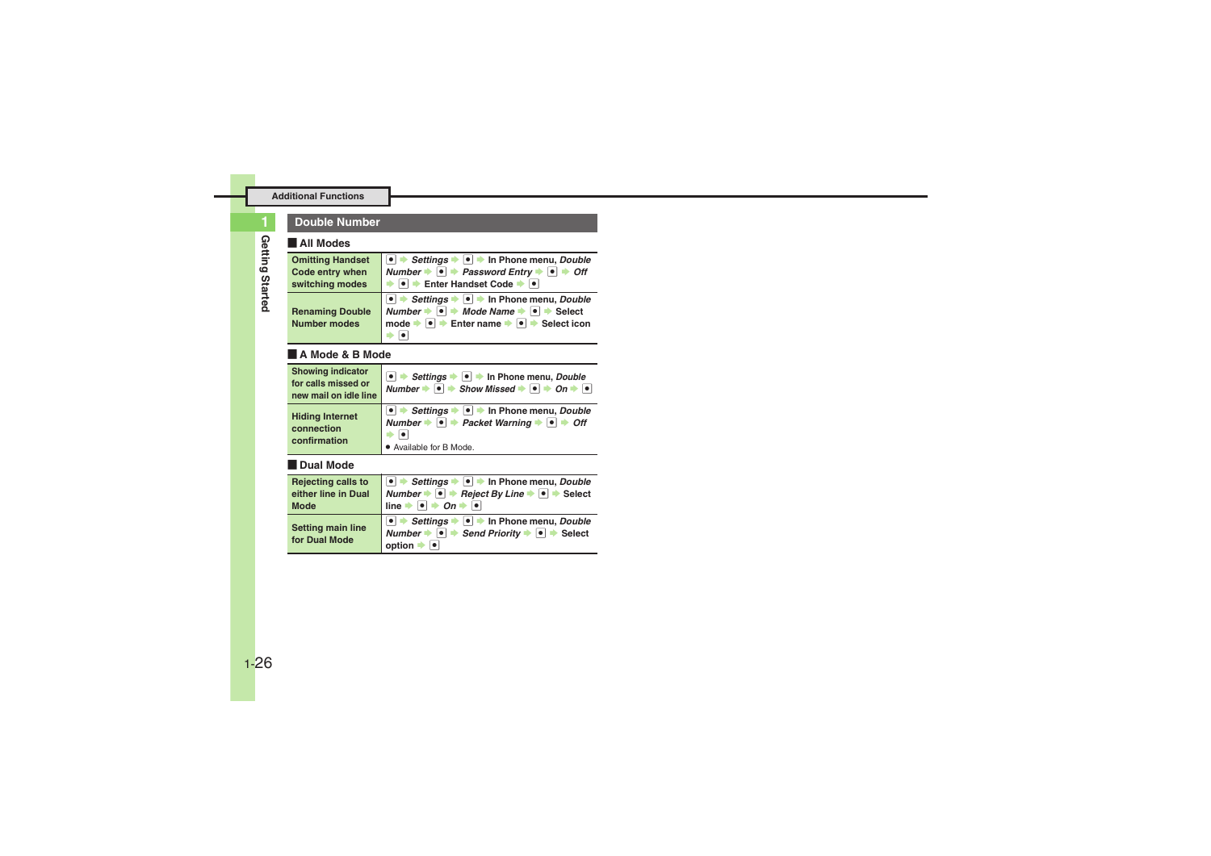## Double Number

### All Modes

| | |
|---|---|
| **Omitting Handset Code entry when switching modes** | ● ➡ *Settings* ➡ ● ➡ In Phone menu, *Double Number* ➡ ● ➡ *Password Entry* ➡ ● ➡ *Off* ➡ ● ➡ Enter Handset Code ➡ ● |
| **Renaming Double Number modes** | ● ➡ *Settings* ➡ ● ➡ In Phone menu, *Double Number* ➡ ● ➡ *Mode Name* ➡ ● ➡ Select mode ➡ ● ➡ Enter name ➡ ● ➡ Select icon ➡ ● |

### A Mode & B Mode

| | |
|---|---|
| **Showing indicator for calls missed or new mail on idle line** | ● ➡ *Settings* ➡ ● ➡ In Phone menu, *Double Number* ➡ ● ➡ *Show Missed* ➡ ● ➡ *On* ➡ ● |
| **Hiding Internet connection confirmation** | ● ➡ *Settings* ➡ ● ➡ In Phone menu, *Double Number* ➡ ● ➡ *Packet Warning* ➡ ● ➡ *Off* ➡ ● <br>● Available for B Mode. |

### Dual Mode

| | |
|---|---|
| **Rejecting calls to either line in Dual Mode** | ● ➡ *Settings* ➡ ● ➡ In Phone menu, *Double Number* ➡ ● ➡ *Reject By Line* ➡ ● ➡ Select line ➡ ● ➡ *On* ➡ ● |
| **Setting main line for Dual Mode** | ● ➡ *Settings* ➡ ● ➡ In Phone menu, *Double Number* ➡ ● ➡ *Send Priority* ➡ ● ➡ Select option ➡ ● |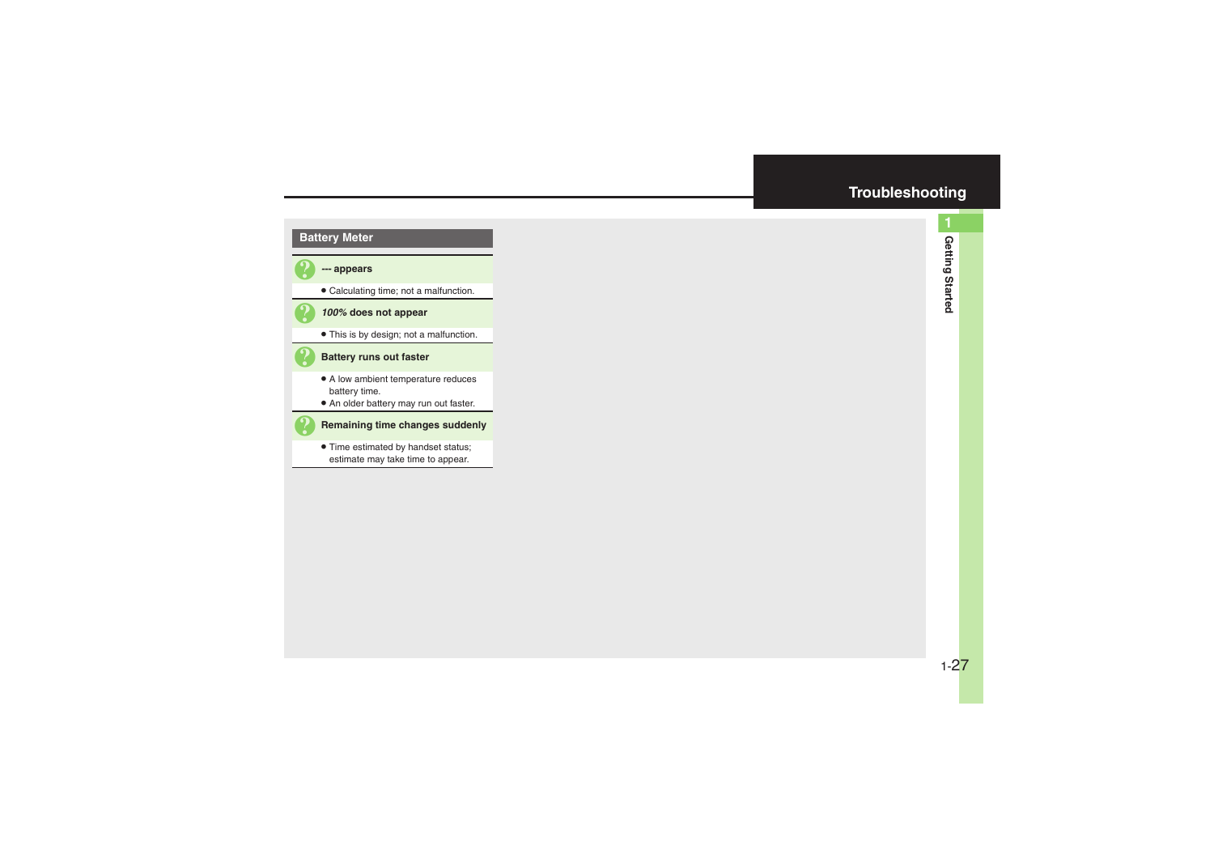## Troubleshooting

### Battery Meter

**--- appears**

- Calculating time; not a malfunction.

***100%* does not appear**

- This is by design; not a malfunction.

**Battery runs out faster**

- A low ambient temperature reduces battery time.
- An older battery may run out faster.

**Remaining time changes suddenly**

- Time estimated by handset status; estimate may take time to appear.